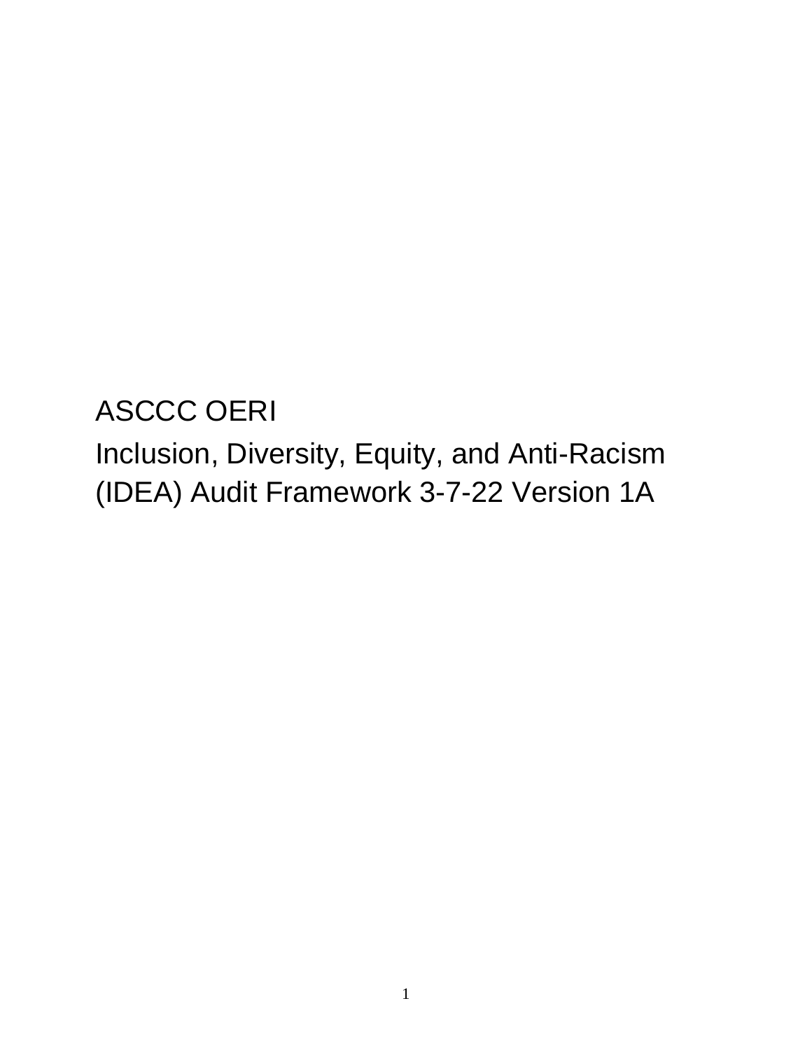# ASCCC OERI

# Inclusion, Diversity, Equity, and Anti-Racism (IDEA) Audit Framework 3-7-22 Version 1A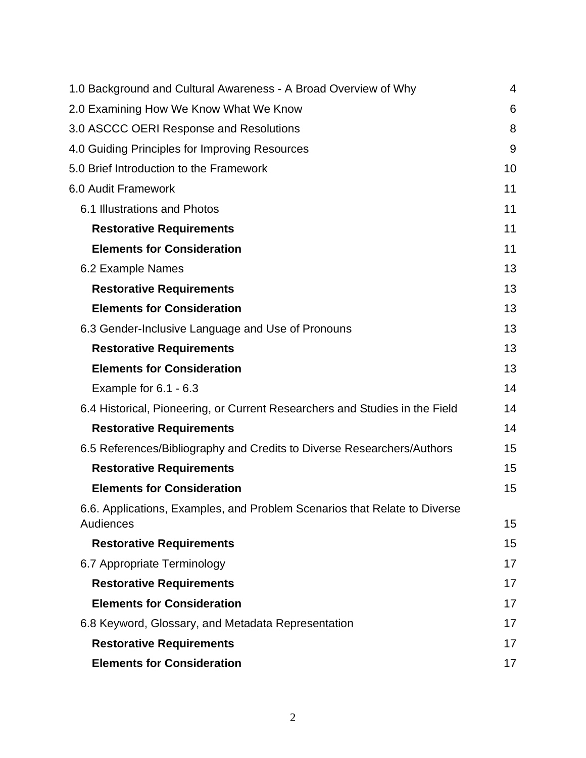| | |
|---|---|
| 1.0 Background and Cultural Awareness - A Broad Overview of Why | 4 |
| 2.0 Examining How We Know What We Know | 6 |
| 3.0 ASCCC OERI Response and Resolutions | 8 |
| 4.0 Guiding Principles for Improving Resources | 9 |
| 5.0 Brief Introduction to the Framework | 10 |
| 6.0 Audit Framework | 11 |
| 6.1 Illustrations and Photos | 11 |
| **Restorative Requirements** | 11 |
| **Elements for Consideration** | 11 |
| 6.2 Example Names | 13 |
| **Restorative Requirements** | 13 |
| **Elements for Consideration** | 13 |
| 6.3 Gender-Inclusive Language and Use of Pronouns | 13 |
| **Restorative Requirements** | 13 |
| **Elements for Consideration** | 13 |
| Example for 6.1 - 6.3 | 14 |
| 6.4 Historical, Pioneering, or Current Researchers and Studies in the Field | 14 |
| **Restorative Requirements** | 14 |
| 6.5 References/Bibliography and Credits to Diverse Researchers/Authors | 15 |
| **Restorative Requirements** | 15 |
| **Elements for Consideration** | 15 |
| 6.6. Applications, Examples, and Problem Scenarios that Relate to Diverse Audiences | 15 |
| **Restorative Requirements** | 15 |
| 6.7 Appropriate Terminology | 17 |
| **Restorative Requirements** | 17 |
| **Elements for Consideration** | 17 |
| 6.8 Keyword, Glossary, and Metadata Representation | 17 |
| **Restorative Requirements** | 17 |
| **Elements for Consideration** | 17 |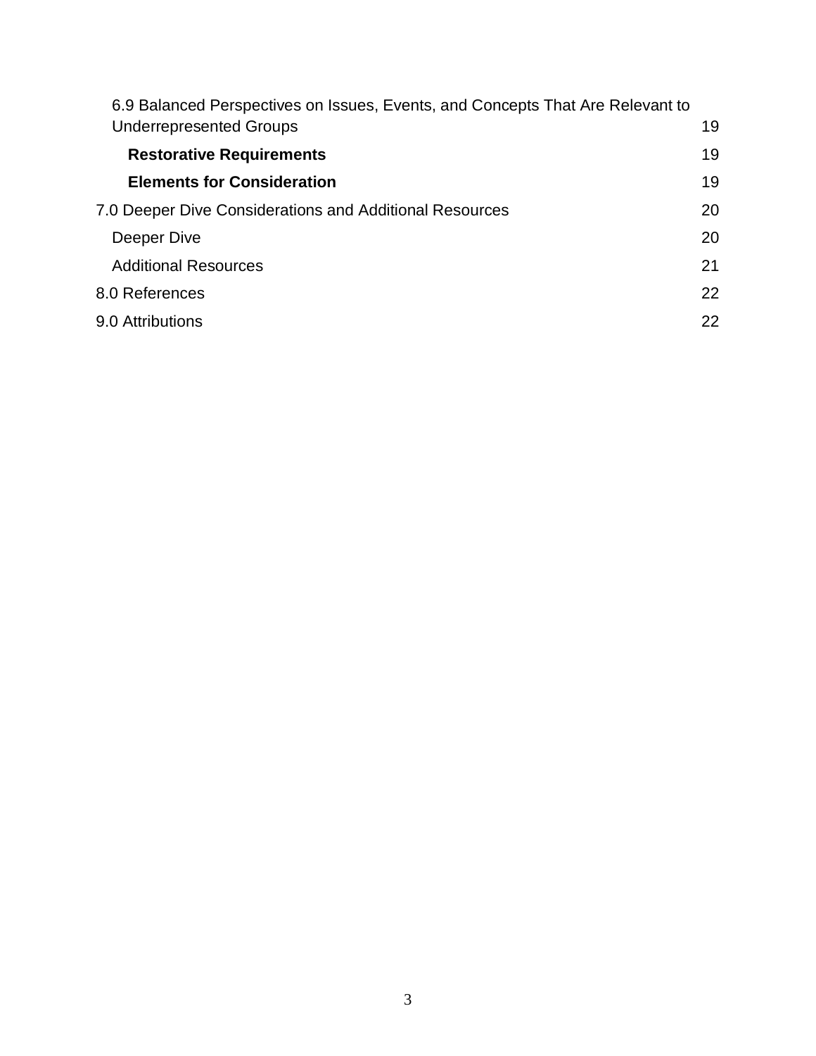6.9 Balanced Perspectives on Issues, Events, and Concepts That Are Relevant to Underrepresented Groups 19

**Restorative Requirements** 19

**Elements for Consideration** 19

7.0 Deeper Dive Considerations and Additional Resources 20

Deeper Dive 20

Additional Resources 21

8.0 References 22

9.0 Attributions 22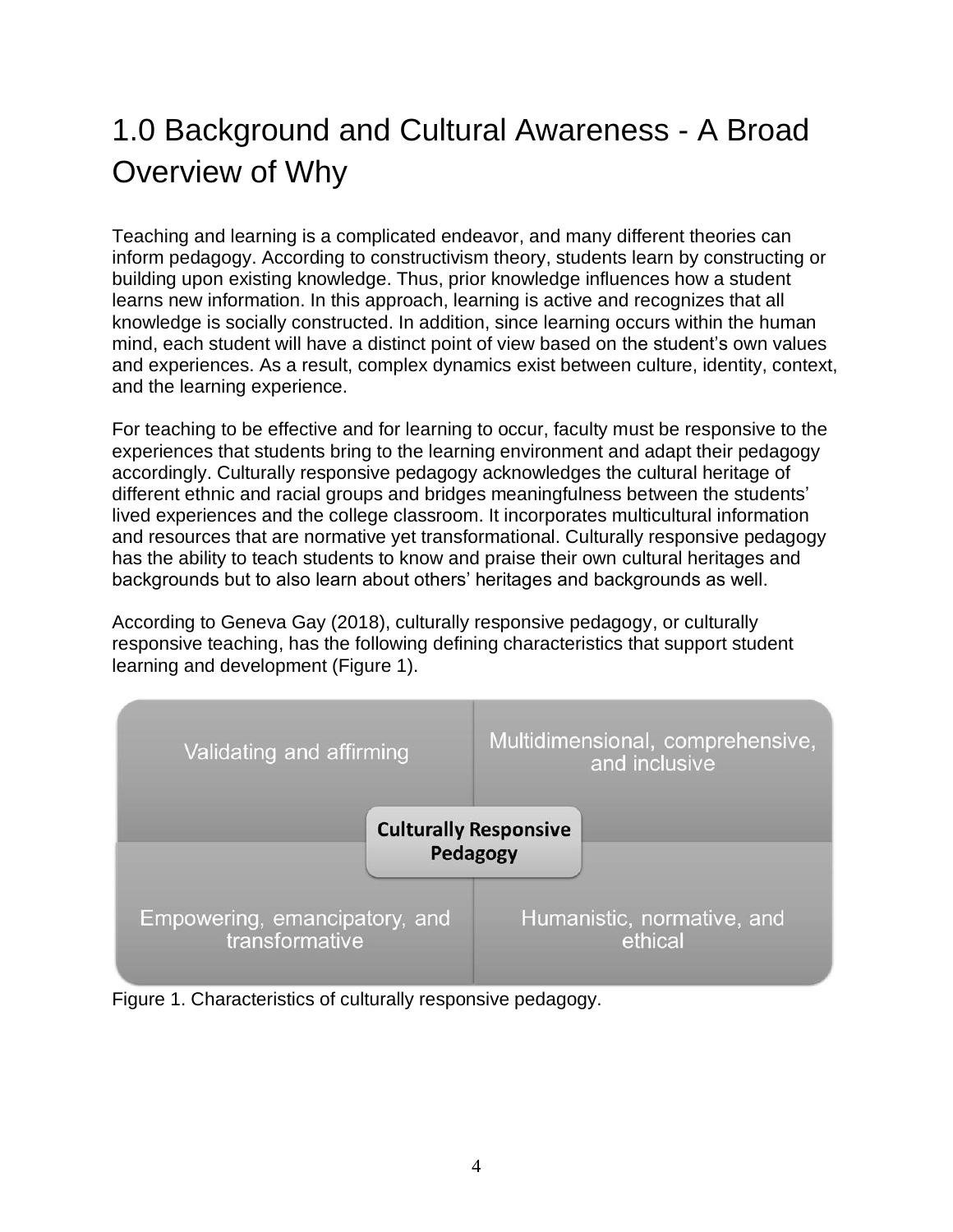# 1.0 Background and Cultural Awareness - A Broad Overview of Why

Teaching and learning is a complicated endeavor, and many different theories can inform pedagogy. According to constructivism theory, students learn by constructing or building upon existing knowledge. Thus, prior knowledge influences how a student learns new information. In this approach, learning is active and recognizes that all knowledge is socially constructed. In addition, since learning occurs within the human mind, each student will have a distinct point of view based on the student's own values and experiences. As a result, complex dynamics exist between culture, identity, context, and the learning experience.

For teaching to be effective and for learning to occur, faculty must be responsive to the experiences that students bring to the learning environment and adapt their pedagogy accordingly. Culturally responsive pedagogy acknowledges the cultural heritage of different ethnic and racial groups and bridges meaningfulness between the students' lived experiences and the college classroom. It incorporates multicultural information and resources that are normative yet transformational. Culturally responsive pedagogy has the ability to teach students to know and praise their own cultural heritages and backgrounds but to also learn about others' heritages and backgrounds as well.

According to Geneva Gay (2018), culturally responsive pedagogy, or culturally responsive teaching, has the following defining characteristics that support student learning and development (Figure 1).

| Validating and affirming | Multidimensional, comprehensive, and inclusive |
| --- | --- |
| **Culturally Responsive Pedagogy** | |
| Empowering, emancipatory, and transformative | Humanistic, normative, and ethical |

Figure 1. Characteristics of culturally responsive pedagogy.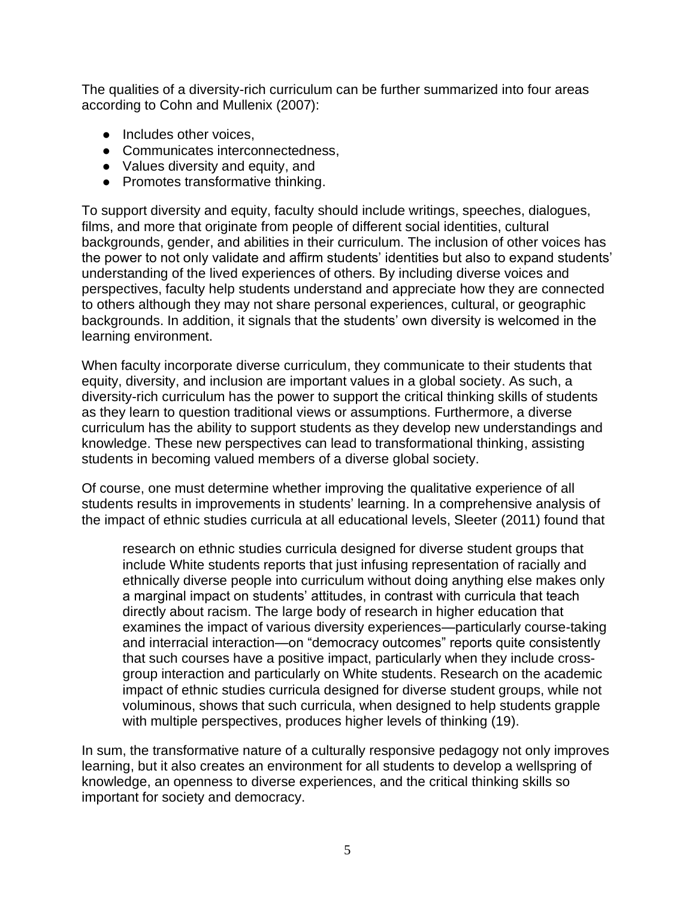The qualities of a diversity-rich curriculum can be further summarized into four areas according to Cohn and Mullenix (2007):

- Includes other voices,
- Communicates interconnectedness,
- Values diversity and equity, and
- Promotes transformative thinking.

To support diversity and equity, faculty should include writings, speeches, dialogues, films, and more that originate from people of different social identities, cultural backgrounds, gender, and abilities in their curriculum. The inclusion of other voices has the power to not only validate and affirm students' identities but also to expand students' understanding of the lived experiences of others. By including diverse voices and perspectives, faculty help students understand and appreciate how they are connected to others although they may not share personal experiences, cultural, or geographic backgrounds. In addition, it signals that the students' own diversity is welcomed in the learning environment.

When faculty incorporate diverse curriculum, they communicate to their students that equity, diversity, and inclusion are important values in a global society. As such, a diversity-rich curriculum has the power to support the critical thinking skills of students as they learn to question traditional views or assumptions. Furthermore, a diverse curriculum has the ability to support students as they develop new understandings and knowledge. These new perspectives can lead to transformational thinking, assisting students in becoming valued members of a diverse global society.

Of course, one must determine whether improving the qualitative experience of all students results in improvements in students' learning. In a comprehensive analysis of the impact of ethnic studies curricula at all educational levels, Sleeter (2011) found that

> research on ethnic studies curricula designed for diverse student groups that include White students reports that just infusing representation of racially and ethnically diverse people into curriculum without doing anything else makes only a marginal impact on students' attitudes, in contrast with curricula that teach directly about racism. The large body of research in higher education that examines the impact of various diversity experiences—particularly course-taking and interracial interaction—on "democracy outcomes" reports quite consistently that such courses have a positive impact, particularly when they include cross-group interaction and particularly on White students. Research on the academic impact of ethnic studies curricula designed for diverse student groups, while not voluminous, shows that such curricula, when designed to help students grapple with multiple perspectives, produces higher levels of thinking (19).

In sum, the transformative nature of a culturally responsive pedagogy not only improves learning, but it also creates an environment for all students to develop a wellspring of knowledge, an openness to diverse experiences, and the critical thinking skills so important for society and democracy.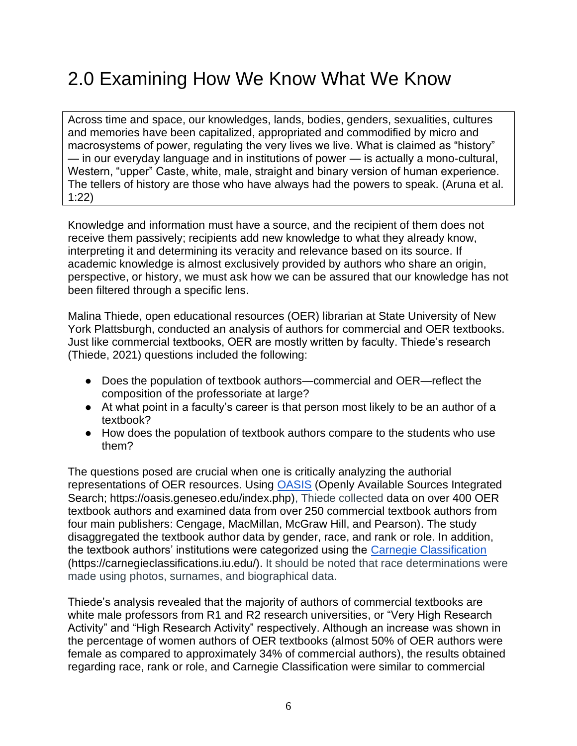# 2.0 Examining How We Know What We Know

> Across time and space, our knowledges, lands, bodies, genders, sexualities, cultures and memories have been capitalized, appropriated and commodified by micro and macrosystems of power, regulating the very lives we live. What is claimed as "history" — in our everyday language and in institutions of power — is actually a mono-cultural, Western, "upper" Caste, white, male, straight and binary version of human experience. The tellers of history are those who have always had the powers to speak. (Aruna et al. 1:22)

Knowledge and information must have a source, and the recipient of them does not receive them passively; recipients add new knowledge to what they already know, interpreting it and determining its veracity and relevance based on its source. If academic knowledge is almost exclusively provided by authors who share an origin, perspective, or history, we must ask how we can be assured that our knowledge has not been filtered through a specific lens.

Malina Thiede, open educational resources (OER) librarian at State University of New York Plattsburgh, conducted an analysis of authors for commercial and OER textbooks. Just like commercial textbooks, OER are mostly written by faculty. Thiede's research (Thiede, 2021) questions included the following:

- Does the population of textbook authors—commercial and OER—reflect the composition of the professoriate at large?
- At what point in a faculty's career is that person most likely to be an author of a textbook?
- How does the population of textbook authors compare to the students who use them?

The questions posed are crucial when one is critically analyzing the authorial representations of OER resources. Using [OASIS](https://oasis.geneseo.edu/index.php) (Openly Available Sources Integrated Search; https://oasis.geneseo.edu/index.php), Thiede collected data on over 400 OER textbook authors and examined data from over 250 commercial textbook authors from four main publishers: Cengage, MacMillan, McGraw Hill, and Pearson). The study disaggregated the textbook author data by gender, race, and rank or role. In addition, the textbook authors' institutions were categorized using the [Carnegie Classification](https://carnegieclassifications.iu.edu/) (https://carnegieclassifications.iu.edu/). It should be noted that race determinations were made using photos, surnames, and biographical data.

Thiede's analysis revealed that the majority of authors of commercial textbooks are white male professors from R1 and R2 research universities, or "Very High Research Activity" and "High Research Activity" respectively. Although an increase was shown in the percentage of women authors of OER textbooks (almost 50% of OER authors were female as compared to approximately 34% of commercial authors), the results obtained regarding race, rank or role, and Carnegie Classification were similar to commercial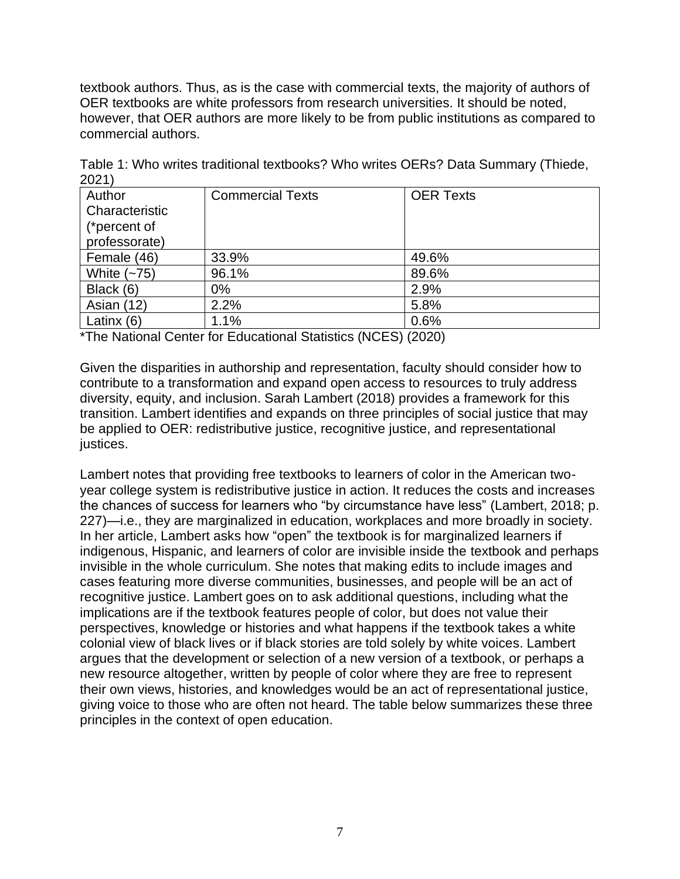textbook authors. Thus, as is the case with commercial texts, the majority of authors of OER textbooks are white professors from research universities. It should be noted, however, that OER authors are more likely to be from public institutions as compared to commercial authors.

Table 1: Who writes traditional textbooks? Who writes OERs? Data Summary (Thiede, 2021)

| Author Characteristic (*percent of professorate) | Commercial Texts | OER Texts |
|---|---|---|
| Female (46) | 33.9% | 49.6% |
| White (~75) | 96.1% | 89.6% |
| Black (6) | 0% | 2.9% |
| Asian (12) | 2.2% | 5.8% |
| Latinx (6) | 1.1% | 0.6% |

*The National Center for Educational Statistics (NCES) (2020)

Given the disparities in authorship and representation, faculty should consider how to contribute to a transformation and expand open access to resources to truly address diversity, equity, and inclusion. Sarah Lambert (2018) provides a framework for this transition. Lambert identifies and expands on three principles of social justice that may be applied to OER: redistributive justice, recognitive justice, and representational justices.

Lambert notes that providing free textbooks to learners of color in the American two-year college system is redistributive justice in action. It reduces the costs and increases the chances of success for learners who "by circumstance have less" (Lambert, 2018; p. 227)—i.e., they are marginalized in education, workplaces and more broadly in society. In her article, Lambert asks how "open" the textbook is for marginalized learners if indigenous, Hispanic, and learners of color are invisible inside the textbook and perhaps invisible in the whole curriculum. She notes that making edits to include images and cases featuring more diverse communities, businesses, and people will be an act of recognitive justice. Lambert goes on to ask additional questions, including what the implications are if the textbook features people of color, but does not value their perspectives, knowledge or histories and what happens if the textbook takes a white colonial view of black lives or if black stories are told solely by white voices. Lambert argues that the development or selection of a new version of a textbook, or perhaps a new resource altogether, written by people of color where they are free to represent their own views, histories, and knowledges would be an act of representational justice, giving voice to those who are often not heard. The table below summarizes these three principles in the context of open education.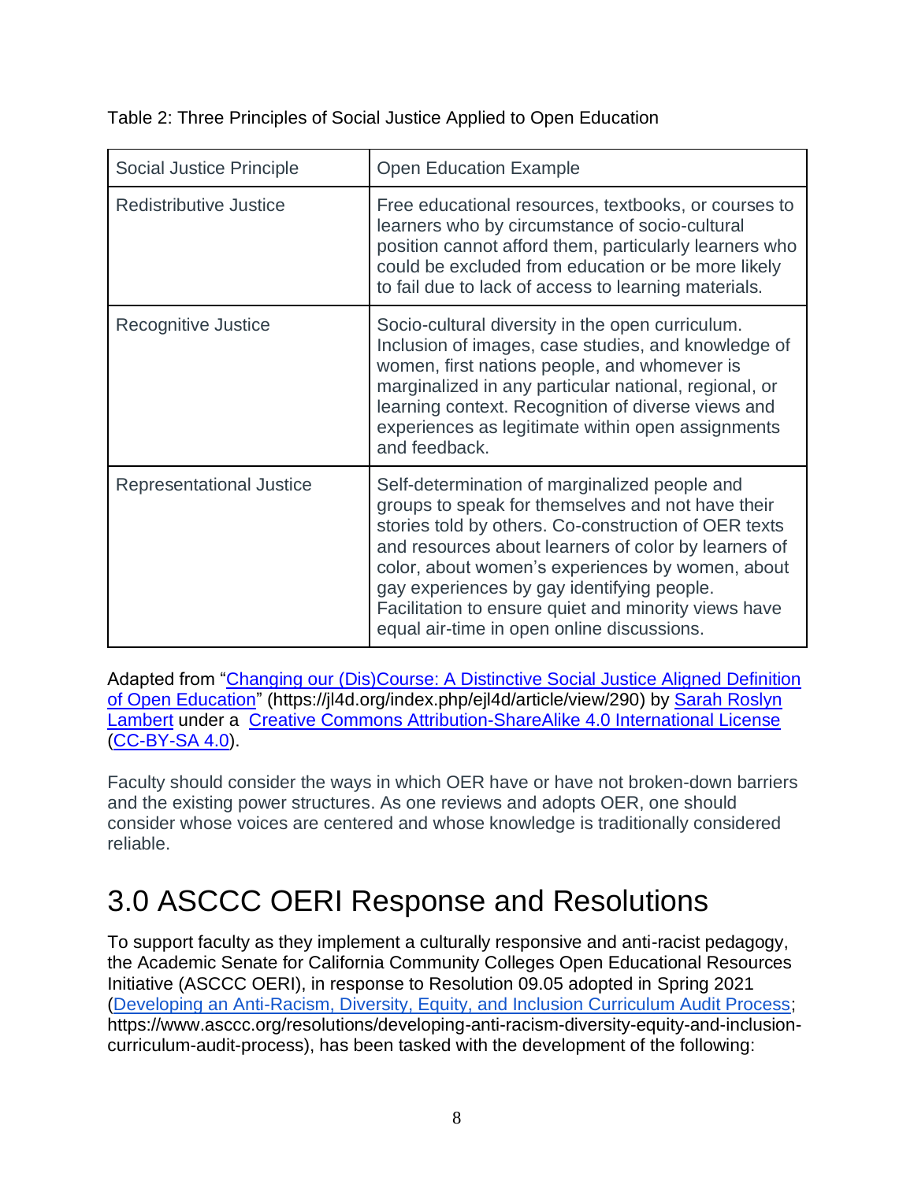Table 2: Three Principles of Social Justice Applied to Open Education

| Social Justice Principle | Open Education Example |
| --- | --- |
| Redistributive Justice | Free educational resources, textbooks, or courses to learners who by circumstance of socio-cultural position cannot afford them, particularly learners who could be excluded from education or be more likely to fail due to lack of access to learning materials. |
| Recognitive Justice | Socio-cultural diversity in the open curriculum. Inclusion of images, case studies, and knowledge of women, first nations people, and whomever is marginalized in any particular national, regional, or learning context. Recognition of diverse views and experiences as legitimate within open assignments and feedback. |
| Representational Justice | Self-determination of marginalized people and groups to speak for themselves and not have their stories told by others. Co-construction of OER texts and resources about learners of color by learners of color, about women's experiences by women, about gay experiences by gay identifying people. Facilitation to ensure quiet and minority views have equal air-time in open online discussions. |

Adapted from "[Changing our (Dis)Course: A Distinctive Social Justice Aligned Definition of Open Education](https://jl4d.org/index.php/ejl4d/article/view/290)" (https://jl4d.org/index.php/ejl4d/article/view/290) by Sarah Roslyn Lambert under a Creative Commons Attribution-ShareAlike 4.0 International License (CC-BY-SA 4.0).

Faculty should consider the ways in which OER have or have not broken-down barriers and the existing power structures. As one reviews and adopts OER, one should consider whose voices are centered and whose knowledge is traditionally considered reliable.

# 3.0 ASCCC OERI Response and Resolutions

To support faculty as they implement a culturally responsive and anti-racist pedagogy, the Academic Senate for California Community Colleges Open Educational Resources Initiative (ASCCC OERI), in response to Resolution 09.05 adopted in Spring 2021 ([Developing an Anti-Racism, Diversity, Equity, and Inclusion Curriculum Audit Process](https://www.asccc.org/resolutions/developing-anti-racism-diversity-equity-and-inclusion-curriculum-audit-process); https://www.asccc.org/resolutions/developing-anti-racism-diversity-equity-and-inclusion-curriculum-audit-process), has been tasked with the development of the following: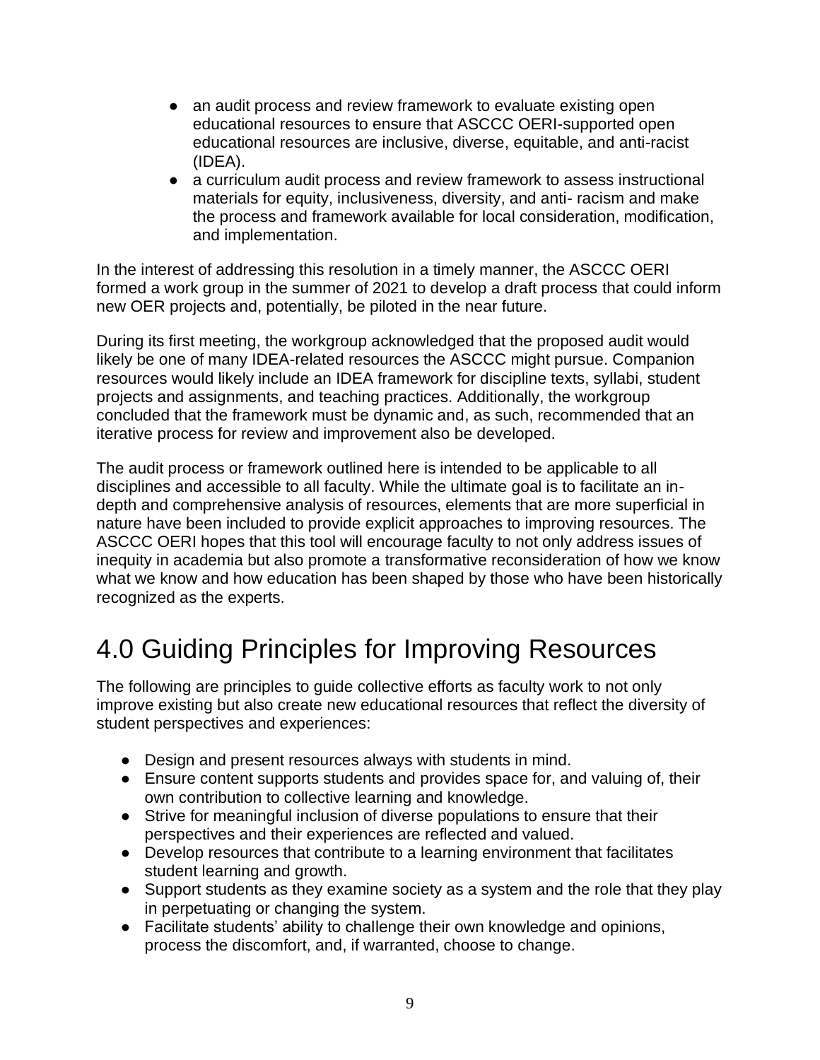- an audit process and review framework to evaluate existing open educational resources to ensure that ASCCC OERI-supported open educational resources are inclusive, diverse, equitable, and anti-racist (IDEA).
- a curriculum audit process and review framework to assess instructional materials for equity, inclusiveness, diversity, and anti- racism and make the process and framework available for local consideration, modification, and implementation.

In the interest of addressing this resolution in a timely manner, the ASCCC OERI formed a work group in the summer of 2021 to develop a draft process that could inform new OER projects and, potentially, be piloted in the near future.

During its first meeting, the workgroup acknowledged that the proposed audit would likely be one of many IDEA-related resources the ASCCC might pursue. Companion resources would likely include an IDEA framework for discipline texts, syllabi, student projects and assignments, and teaching practices. Additionally, the workgroup concluded that the framework must be dynamic and, as such, recommended that an iterative process for review and improvement also be developed.

The audit process or framework outlined here is intended to be applicable to all disciplines and accessible to all faculty. While the ultimate goal is to facilitate an in-depth and comprehensive analysis of resources, elements that are more superficial in nature have been included to provide explicit approaches to improving resources. The ASCCC OERI hopes that this tool will encourage faculty to not only address issues of inequity in academia but also promote a transformative reconsideration of how we know what we know and how education has been shaped by those who have been historically recognized as the experts.

# 4.0 Guiding Principles for Improving Resources

The following are principles to guide collective efforts as faculty work to not only improve existing but also create new educational resources that reflect the diversity of student perspectives and experiences:

- Design and present resources always with students in mind.
- Ensure content supports students and provides space for, and valuing of, their own contribution to collective learning and knowledge.
- Strive for meaningful inclusion of diverse populations to ensure that their perspectives and their experiences are reflected and valued.
- Develop resources that contribute to a learning environment that facilitates student learning and growth.
- Support students as they examine society as a system and the role that they play in perpetuating or changing the system.
- Facilitate students' ability to challenge their own knowledge and opinions, process the discomfort, and, if warranted, choose to change.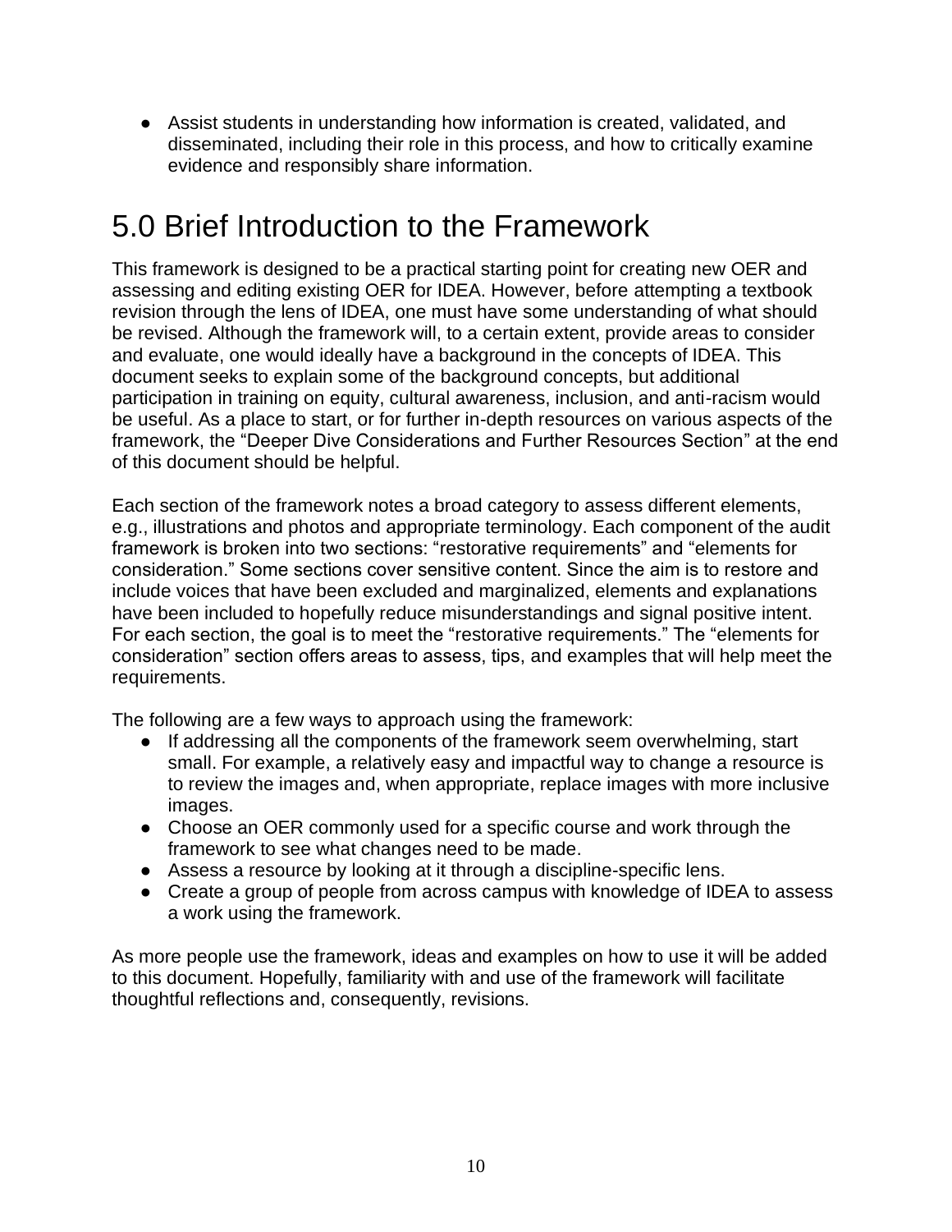- Assist students in understanding how information is created, validated, and disseminated, including their role in this process, and how to critically examine evidence and responsibly share information.

# 5.0 Brief Introduction to the Framework

This framework is designed to be a practical starting point for creating new OER and assessing and editing existing OER for IDEA. However, before attempting a textbook revision through the lens of IDEA, one must have some understanding of what should be revised. Although the framework will, to a certain extent, provide areas to consider and evaluate, one would ideally have a background in the concepts of IDEA. This document seeks to explain some of the background concepts, but additional participation in training on equity, cultural awareness, inclusion, and anti-racism would be useful. As a place to start, or for further in-depth resources on various aspects of the framework, the "Deeper Dive Considerations and Further Resources Section" at the end of this document should be helpful.

Each section of the framework notes a broad category to assess different elements, e.g., illustrations and photos and appropriate terminology. Each component of the audit framework is broken into two sections: "restorative requirements" and "elements for consideration." Some sections cover sensitive content. Since the aim is to restore and include voices that have been excluded and marginalized, elements and explanations have been included to hopefully reduce misunderstandings and signal positive intent. For each section, the goal is to meet the "restorative requirements." The "elements for consideration" section offers areas to assess, tips, and examples that will help meet the requirements.

The following are a few ways to approach using the framework:

- If addressing all the components of the framework seem overwhelming, start small. For example, a relatively easy and impactful way to change a resource is to review the images and, when appropriate, replace images with more inclusive images.
- Choose an OER commonly used for a specific course and work through the framework to see what changes need to be made.
- Assess a resource by looking at it through a discipline-specific lens.
- Create a group of people from across campus with knowledge of IDEA to assess a work using the framework.

As more people use the framework, ideas and examples on how to use it will be added to this document. Hopefully, familiarity with and use of the framework will facilitate thoughtful reflections and, consequently, revisions.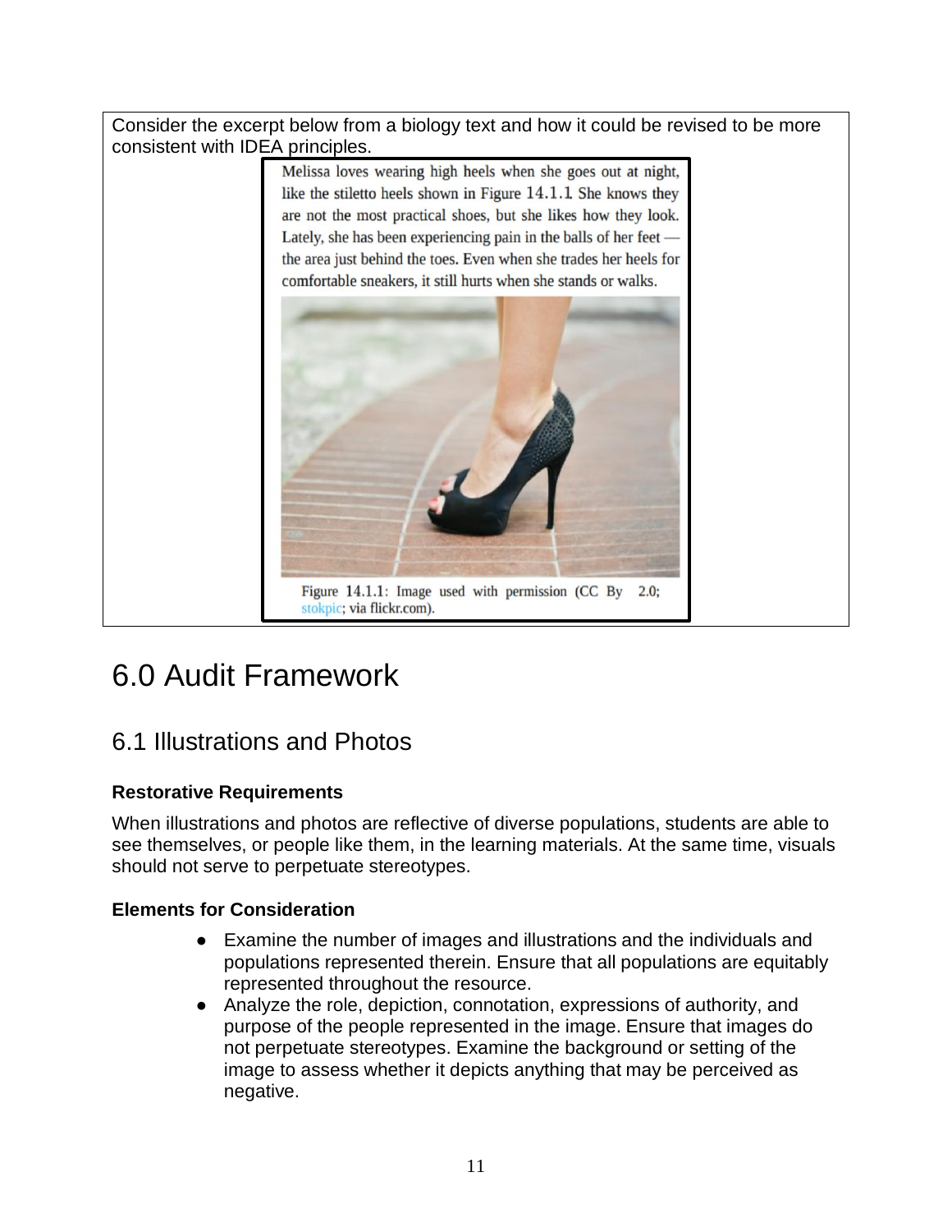Consider the excerpt below from a biology text and how it could be revised to be more consistent with IDEA principles.

> Melissa loves wearing high heels when she goes out at night, like the stiletto heels shown in Figure 14.1.1. She knows they are not the most practical shoes, but she likes how they look. Lately, she has been experiencing pain in the balls of her feet — the area just behind the toes. Even when she trades her heels for comfortable sneakers, it still hurts when she stands or walks.
>
> Figure 14.1.1: Image used with permission (CC By 2.0; stokpic; via flickr.com).

# 6.0 Audit Framework

## 6.1 Illustrations and Photos

**Restorative Requirements**

When illustrations and photos are reflective of diverse populations, students are able to see themselves, or people like them, in the learning materials. At the same time, visuals should not serve to perpetuate stereotypes.

**Elements for Consideration**

- Examine the number of images and illustrations and the individuals and populations represented therein. Ensure that all populations are equitably represented throughout the resource.
- Analyze the role, depiction, connotation, expressions of authority, and purpose of the people represented in the image. Ensure that images do not perpetuate stereotypes. Examine the background or setting of the image to assess whether it depicts anything that may be perceived as negative.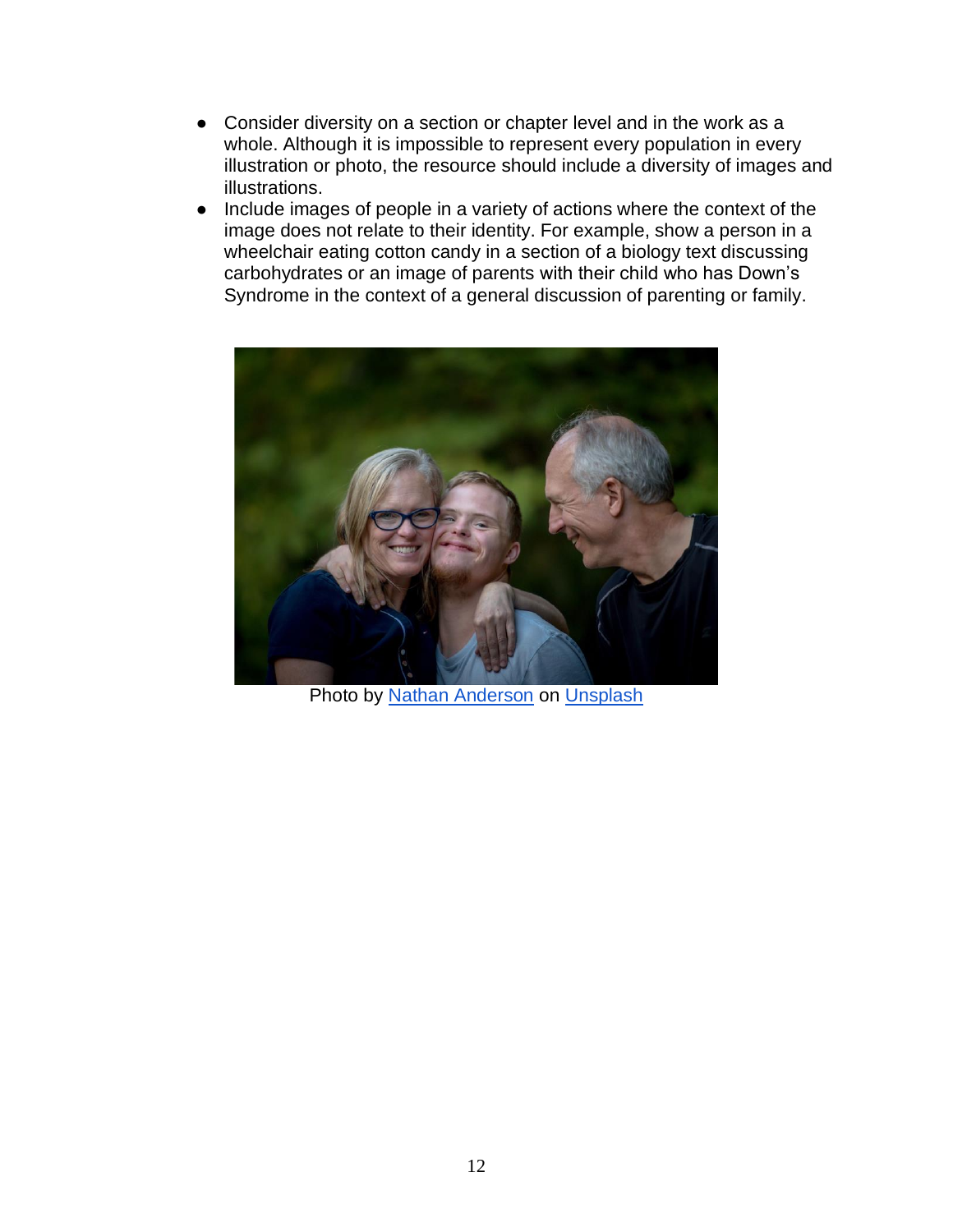- Consider diversity on a section or chapter level and in the work as a whole. Although it is impossible to represent every population in every illustration or photo, the resource should include a diversity of images and illustrations.
- Include images of people in a variety of actions where the context of the image does not relate to their identity. For example, show a person in a wheelchair eating cotton candy in a section of a biology text discussing carbohydrates or an image of parents with their child who has Down's Syndrome in the context of a general discussion of parenting or family.

Photo by [Nathan Anderson](https://unsplash.com) on [Unsplash](https://unsplash.com)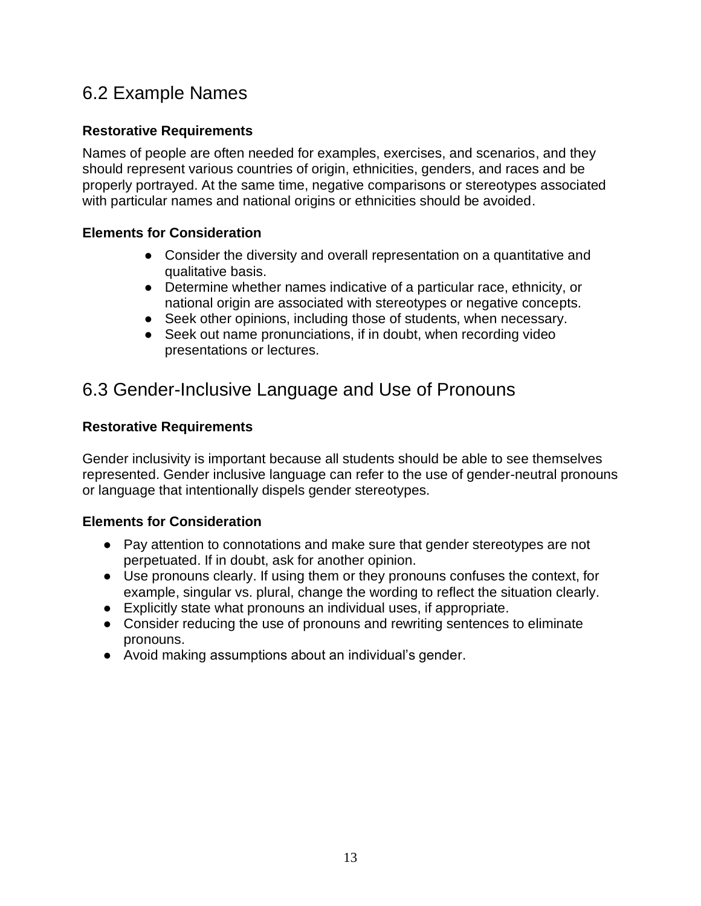## 6.2 Example Names

**Restorative Requirements**

Names of people are often needed for examples, exercises, and scenarios, and they should represent various countries of origin, ethnicities, genders, and races and be properly portrayed. At the same time, negative comparisons or stereotypes associated with particular names and national origins or ethnicities should be avoided.

**Elements for Consideration**

- Consider the diversity and overall representation on a quantitative and qualitative basis.
- Determine whether names indicative of a particular race, ethnicity, or national origin are associated with stereotypes or negative concepts.
- Seek other opinions, including those of students, when necessary.
- Seek out name pronunciations, if in doubt, when recording video presentations or lectures.

## 6.3 Gender-Inclusive Language and Use of Pronouns

**Restorative Requirements**

Gender inclusivity is important because all students should be able to see themselves represented. Gender inclusive language can refer to the use of gender-neutral pronouns or language that intentionally dispels gender stereotypes.

**Elements for Consideration**

- Pay attention to connotations and make sure that gender stereotypes are not perpetuated. If in doubt, ask for another opinion.
- Use pronouns clearly. If using them or they pronouns confuses the context, for example, singular vs. plural, change the wording to reflect the situation clearly.
- Explicitly state what pronouns an individual uses, if appropriate.
- Consider reducing the use of pronouns and rewriting sentences to eliminate pronouns.
- Avoid making assumptions about an individual's gender.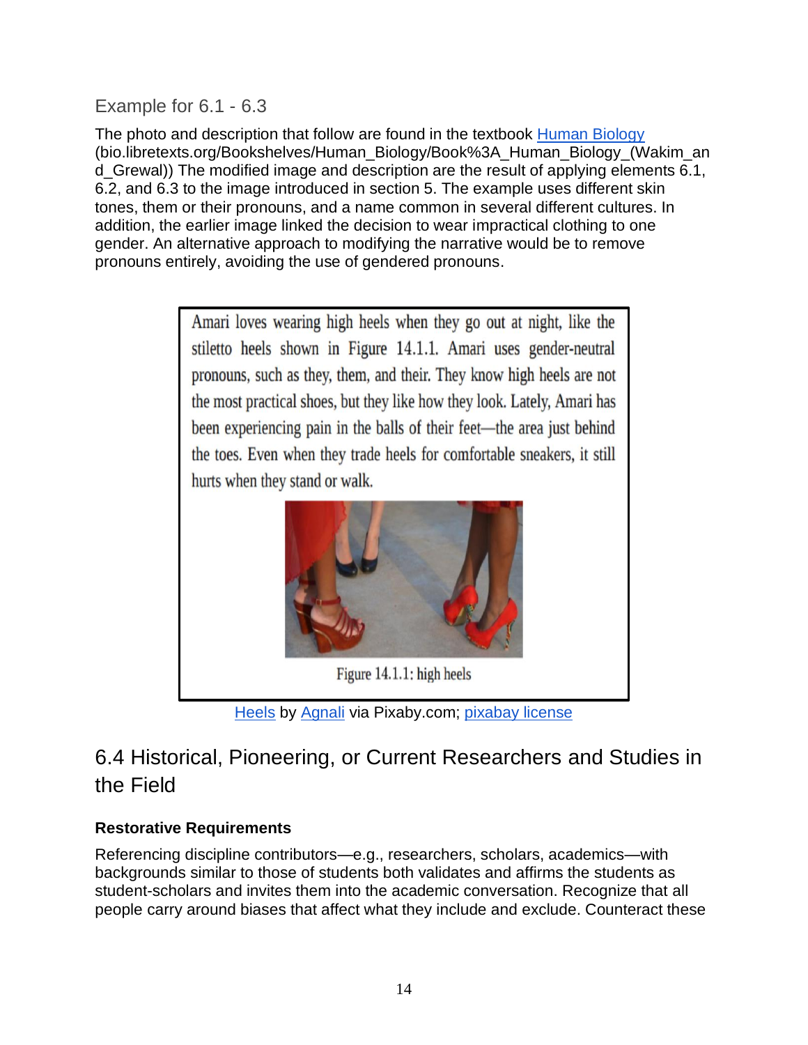### Example for 6.1 - 6.3

The photo and description that follow are found in the textbook [Human Biology](bio.libretexts.org/Bookshelves/Human_Biology/Book%3A_Human_Biology_(Wakim_and_Grewal)) (bio.libretexts.org/Bookshelves/Human_Biology/Book%3A_Human_Biology_(Wakim_and_Grewal)) The modified image and description are the result of applying elements 6.1, 6.2, and 6.3 to the image introduced in section 5. The example uses different skin tones, them or their pronouns, and a name common in several different cultures. In addition, the earlier image linked the decision to wear impractical clothing to one gender. An alternative approach to modifying the narrative would be to remove pronouns entirely, avoiding the use of gendered pronouns.

> Amari loves wearing high heels when they go out at night, like the stiletto heels shown in Figure 14.1.1. Amari uses gender-neutral pronouns, such as they, them, and their. They know high heels are not the most practical shoes, but they like how they look. Lately, Amari has been experiencing pain in the balls of their feet—the area just behind the toes. Even when they trade heels for comfortable sneakers, it still hurts when they stand or walk.
>
> Figure 14.1.1: high heels

Heels by Agnali via Pixaby.com; pixabay license

## 6.4 Historical, Pioneering, or Current Researchers and Studies in the Field

**Restorative Requirements**

Referencing discipline contributors—e.g., researchers, scholars, academics—with backgrounds similar to those of students both validates and affirms the students as student-scholars and invites them into the academic conversation. Recognize that all people carry around biases that affect what they include and exclude. Counteract these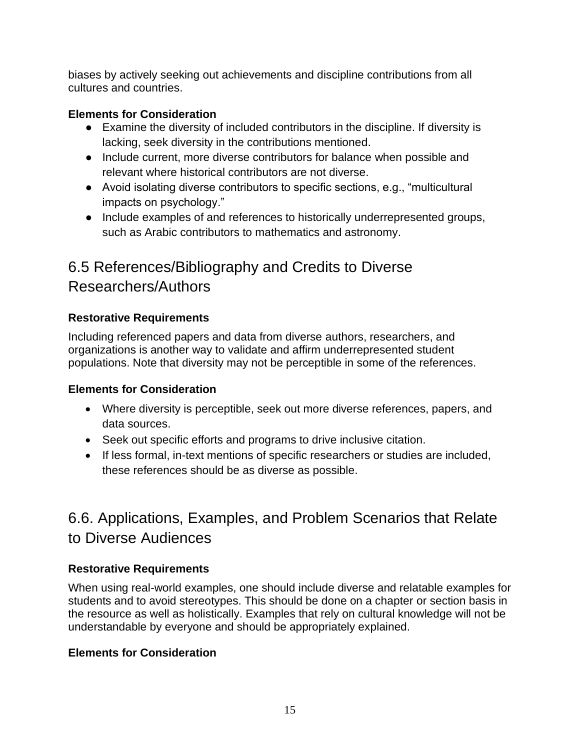biases by actively seeking out achievements and discipline contributions from all cultures and countries.

**Elements for Consideration**

- Examine the diversity of included contributors in the discipline. If diversity is lacking, seek diversity in the contributions mentioned.
- Include current, more diverse contributors for balance when possible and relevant where historical contributors are not diverse.
- Avoid isolating diverse contributors to specific sections, e.g., "multicultural impacts on psychology."
- Include examples of and references to historically underrepresented groups, such as Arabic contributors to mathematics and astronomy.

## 6.5 References/Bibliography and Credits to Diverse Researchers/Authors

**Restorative Requirements**

Including referenced papers and data from diverse authors, researchers, and organizations is another way to validate and affirm underrepresented student populations. Note that diversity may not be perceptible in some of the references.

**Elements for Consideration**

- Where diversity is perceptible, seek out more diverse references, papers, and data sources.
- Seek out specific efforts and programs to drive inclusive citation.
- If less formal, in-text mentions of specific researchers or studies are included, these references should be as diverse as possible.

## 6.6. Applications, Examples, and Problem Scenarios that Relate to Diverse Audiences

**Restorative Requirements**

When using real-world examples, one should include diverse and relatable examples for students and to avoid stereotypes. This should be done on a chapter or section basis in the resource as well as holistically. Examples that rely on cultural knowledge will not be understandable by everyone and should be appropriately explained.

**Elements for Consideration**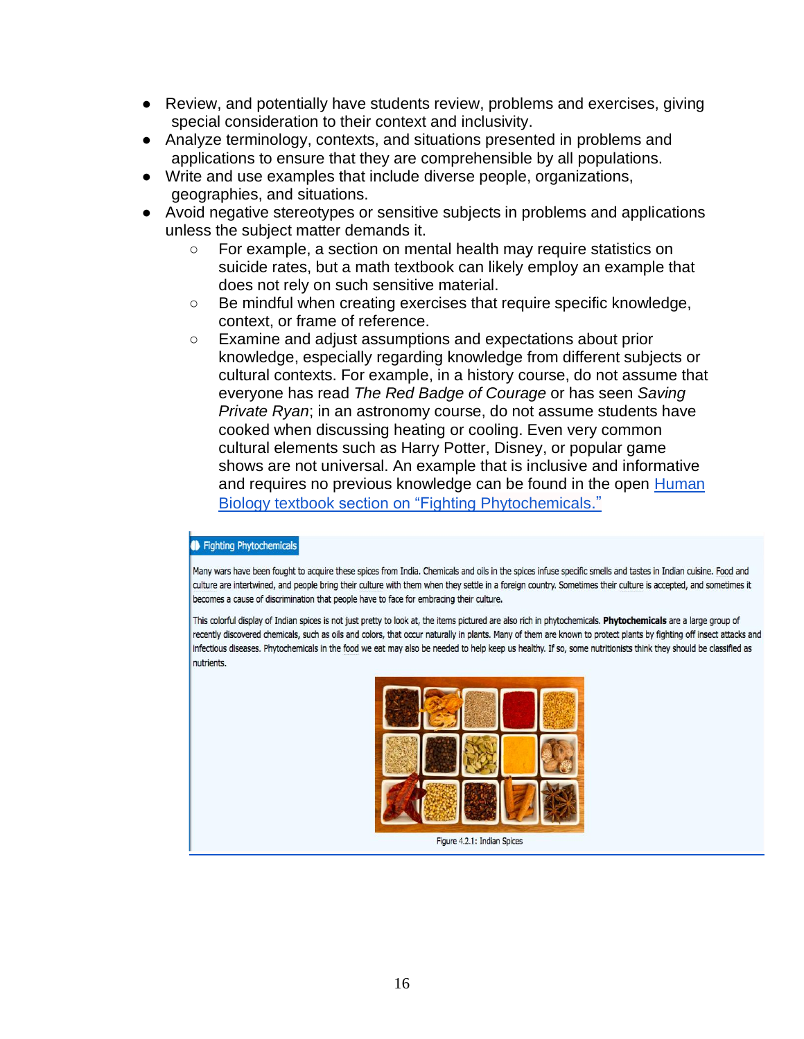- Review, and potentially have students review, problems and exercises, giving special consideration to their context and inclusivity.
- Analyze terminology, contexts, and situations presented in problems and applications to ensure that they are comprehensible by all populations.
- Write and use examples that include diverse people, organizations, geographies, and situations.
- Avoid negative stereotypes or sensitive subjects in problems and applications unless the subject matter demands it.
  - For example, a section on mental health may require statistics on suicide rates, but a math textbook can likely employ an example that does not rely on such sensitive material.
  - Be mindful when creating exercises that require specific knowledge, context, or frame of reference.
  - Examine and adjust assumptions and expectations about prior knowledge, especially regarding knowledge from different subjects or cultural contexts. For example, in a history course, do not assume that everyone has read *The Red Badge of Courage* or has seen *Saving Private Ryan*; in an astronomy course, do not assume students have cooked when discussing heating or cooling. Even very common cultural elements such as Harry Potter, Disney, or popular game shows are not universal. An example that is inclusive and informative and requires no previous knowledge can be found in the open [Human Biology textbook section on "Fighting Phytochemicals."]

> **Fighting Phytochemicals**
>
> Many wars have been fought to acquire these spices from India. Chemicals and oils in the spices infuse specific smells and tastes in Indian cuisine. Food and culture are intertwined, and people bring their culture with them when they settle in a foreign country. Sometimes their culture is accepted, and sometimes it becomes a cause of discrimination that people have to face for embracing their culture.
>
> This colorful display of Indian spices is not just pretty to look at, the items pictured are also rich in phytochemicals. **Phytochemicals** are a large group of recently discovered chemicals, such as oils and colors, that occur naturally in plants. Many of them are known to protect plants by fighting off insect attacks and infectious diseases. Phytochemicals in the food we eat may also be needed to help keep us healthy. If so, some nutritionists think they should be classified as nutrients.
>
> Figure 4.2.1: Indian Spices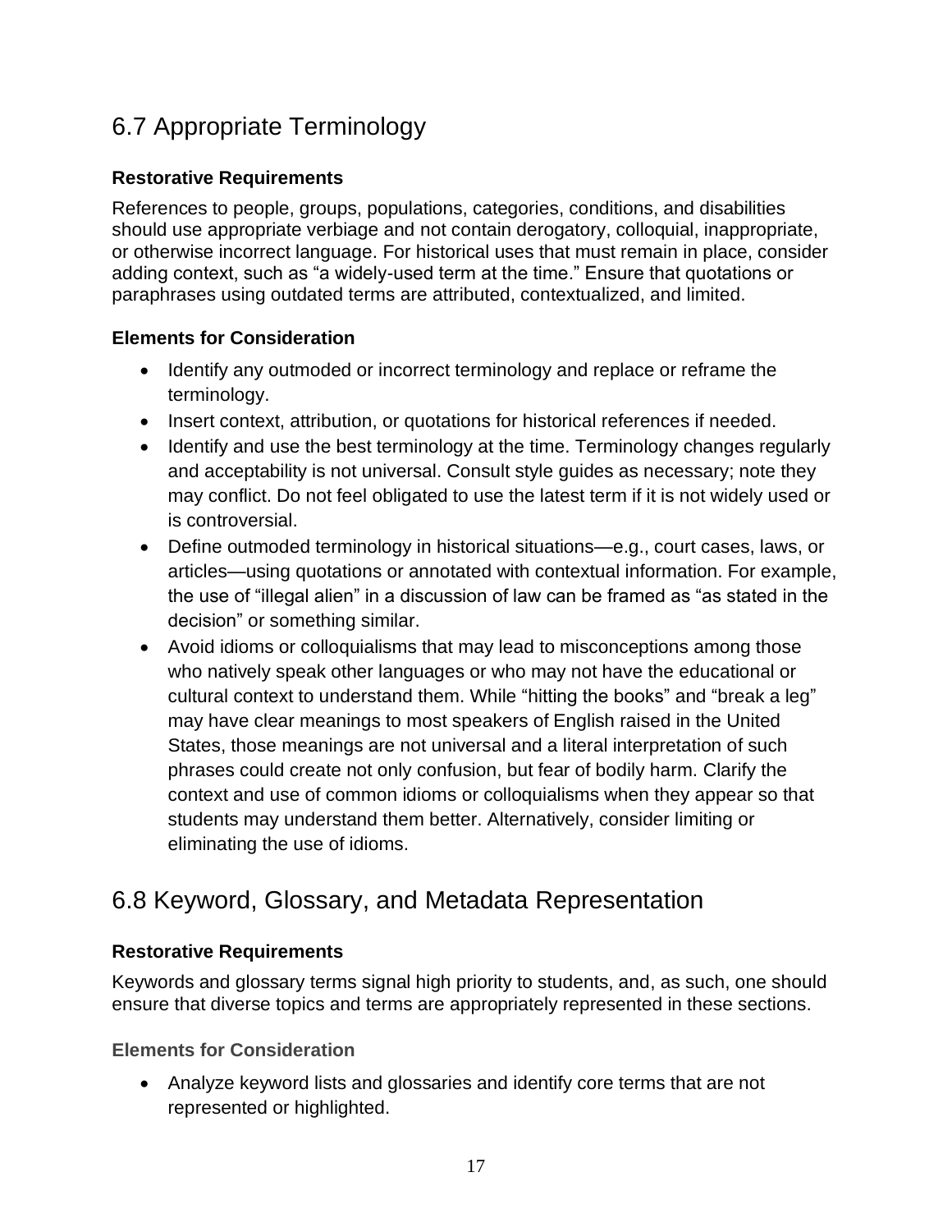## 6.7 Appropriate Terminology

### Restorative Requirements

References to people, groups, populations, categories, conditions, and disabilities should use appropriate verbiage and not contain derogatory, colloquial, inappropriate, or otherwise incorrect language. For historical uses that must remain in place, consider adding context, such as "a widely-used term at the time." Ensure that quotations or paraphrases using outdated terms are attributed, contextualized, and limited.

### Elements for Consideration

- Identify any outmoded or incorrect terminology and replace or reframe the terminology.
- Insert context, attribution, or quotations for historical references if needed.
- Identify and use the best terminology at the time. Terminology changes regularly and acceptability is not universal. Consult style guides as necessary; note they may conflict. Do not feel obligated to use the latest term if it is not widely used or is controversial.
- Define outmoded terminology in historical situations—e.g., court cases, laws, or articles—using quotations or annotated with contextual information. For example, the use of "illegal alien" in a discussion of law can be framed as "as stated in the decision" or something similar.
- Avoid idioms or colloquialisms that may lead to misconceptions among those who natively speak other languages or who may not have the educational or cultural context to understand them. While "hitting the books" and "break a leg" may have clear meanings to most speakers of English raised in the United States, those meanings are not universal and a literal interpretation of such phrases could create not only confusion, but fear of bodily harm. Clarify the context and use of common idioms or colloquialisms when they appear so that students may understand them better. Alternatively, consider limiting or eliminating the use of idioms.

## 6.8 Keyword, Glossary, and Metadata Representation

### Restorative Requirements

Keywords and glossary terms signal high priority to students, and, as such, one should ensure that diverse topics and terms are appropriately represented in these sections.

### Elements for Consideration

- Analyze keyword lists and glossaries and identify core terms that are not represented or highlighted.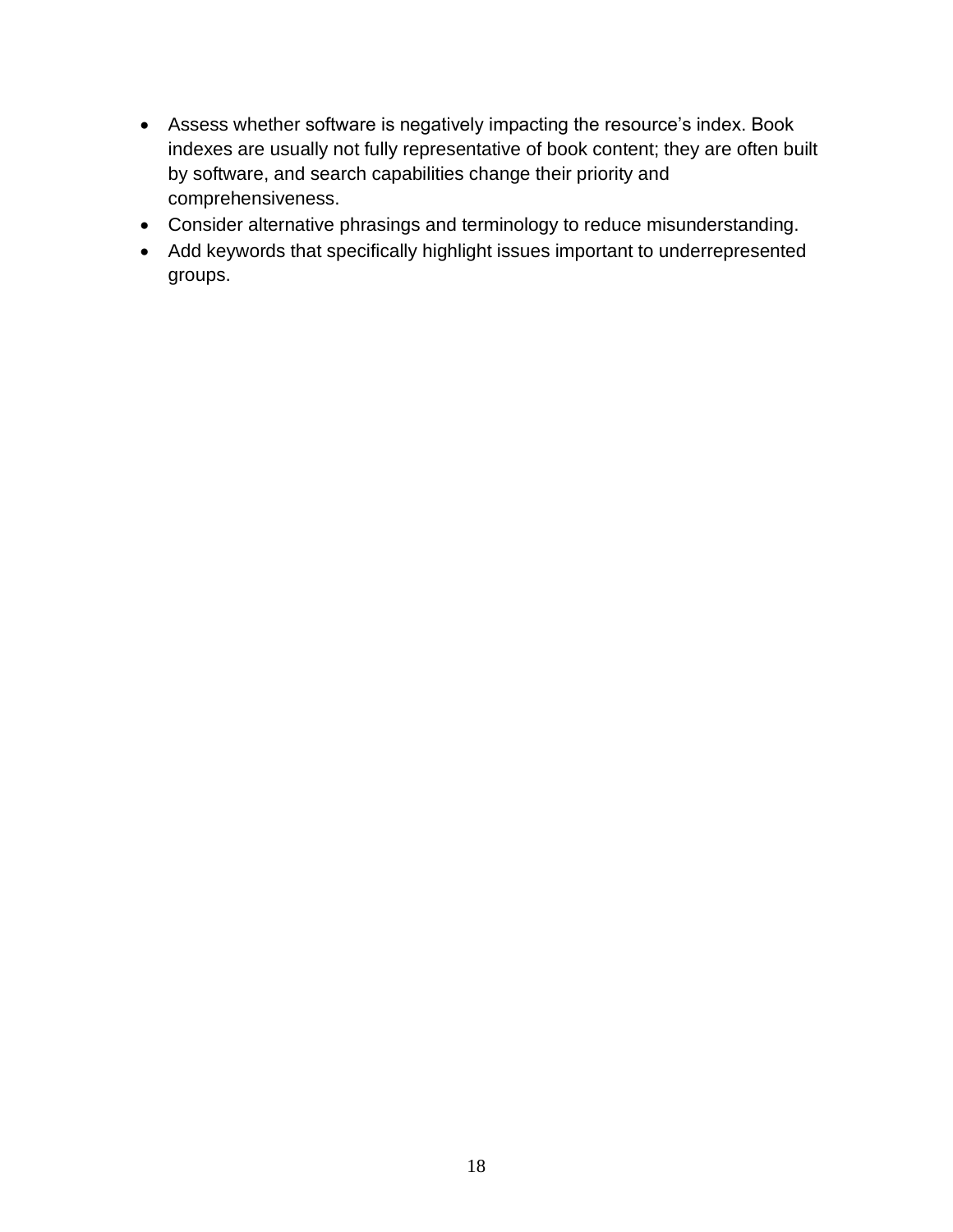- Assess whether software is negatively impacting the resource's index. Book indexes are usually not fully representative of book content; they are often built by software, and search capabilities change their priority and comprehensiveness.
- Consider alternative phrasings and terminology to reduce misunderstanding.
- Add keywords that specifically highlight issues important to underrepresented groups.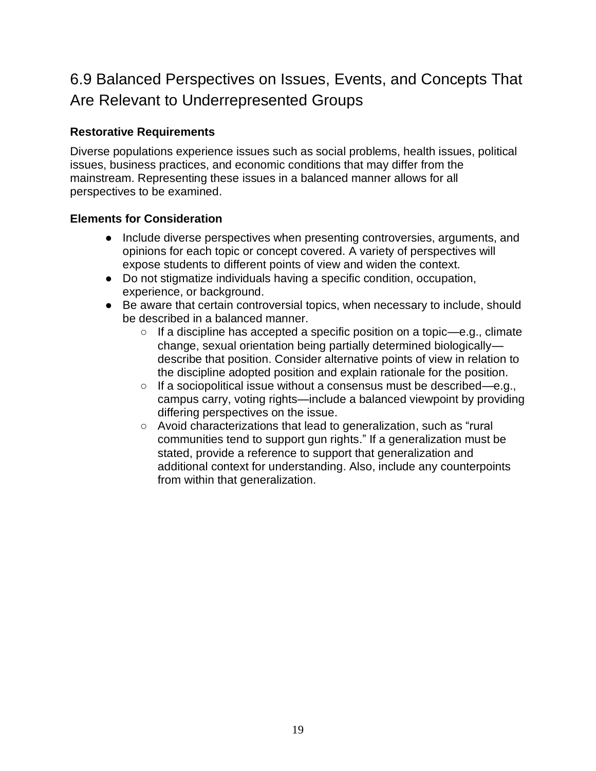## 6.9 Balanced Perspectives on Issues, Events, and Concepts That Are Relevant to Underrepresented Groups

**Restorative Requirements**

Diverse populations experience issues such as social problems, health issues, political issues, business practices, and economic conditions that may differ from the mainstream. Representing these issues in a balanced manner allows for all perspectives to be examined.

**Elements for Consideration**

- Include diverse perspectives when presenting controversies, arguments, and opinions for each topic or concept covered. A variety of perspectives will expose students to different points of view and widen the context.
- Do not stigmatize individuals having a specific condition, occupation, experience, or background.
- Be aware that certain controversial topics, when necessary to include, should be described in a balanced manner.
  - If a discipline has accepted a specific position on a topic—e.g., climate change, sexual orientation being partially determined biologically—describe that position. Consider alternative points of view in relation to the discipline adopted position and explain rationale for the position.
  - If a sociopolitical issue without a consensus must be described—e.g., campus carry, voting rights—include a balanced viewpoint by providing differing perspectives on the issue.
  - Avoid characterizations that lead to generalization, such as “rural communities tend to support gun rights.” If a generalization must be stated, provide a reference to support that generalization and additional context for understanding. Also, include any counterpoints from within that generalization.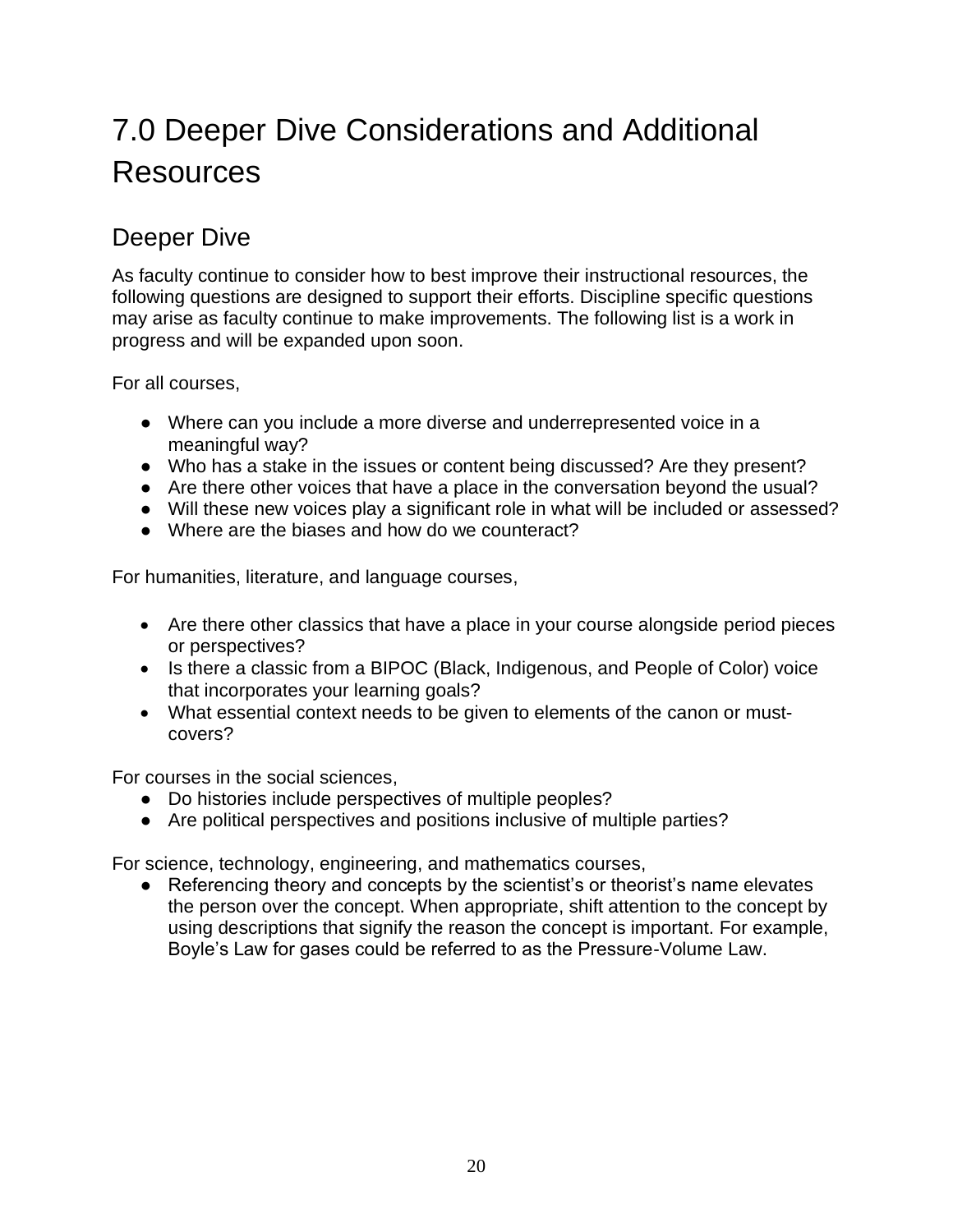# 7.0 Deeper Dive Considerations and Additional Resources

## Deeper Dive

As faculty continue to consider how to best improve their instructional resources, the following questions are designed to support their efforts. Discipline specific questions may arise as faculty continue to make improvements. The following list is a work in progress and will be expanded upon soon.

For all courses,

- Where can you include a more diverse and underrepresented voice in a meaningful way?
- Who has a stake in the issues or content being discussed? Are they present?
- Are there other voices that have a place in the conversation beyond the usual?
- Will these new voices play a significant role in what will be included or assessed?
- Where are the biases and how do we counteract?

For humanities, literature, and language courses,

- Are there other classics that have a place in your course alongside period pieces or perspectives?
- Is there a classic from a BIPOC (Black, Indigenous, and People of Color) voice that incorporates your learning goals?
- What essential context needs to be given to elements of the canon or must-covers?

For courses in the social sciences,

- Do histories include perspectives of multiple peoples?
- Are political perspectives and positions inclusive of multiple parties?

For science, technology, engineering, and mathematics courses,

- Referencing theory and concepts by the scientist's or theorist's name elevates the person over the concept. When appropriate, shift attention to the concept by using descriptions that signify the reason the concept is important. For example, Boyle's Law for gases could be referred to as the Pressure-Volume Law.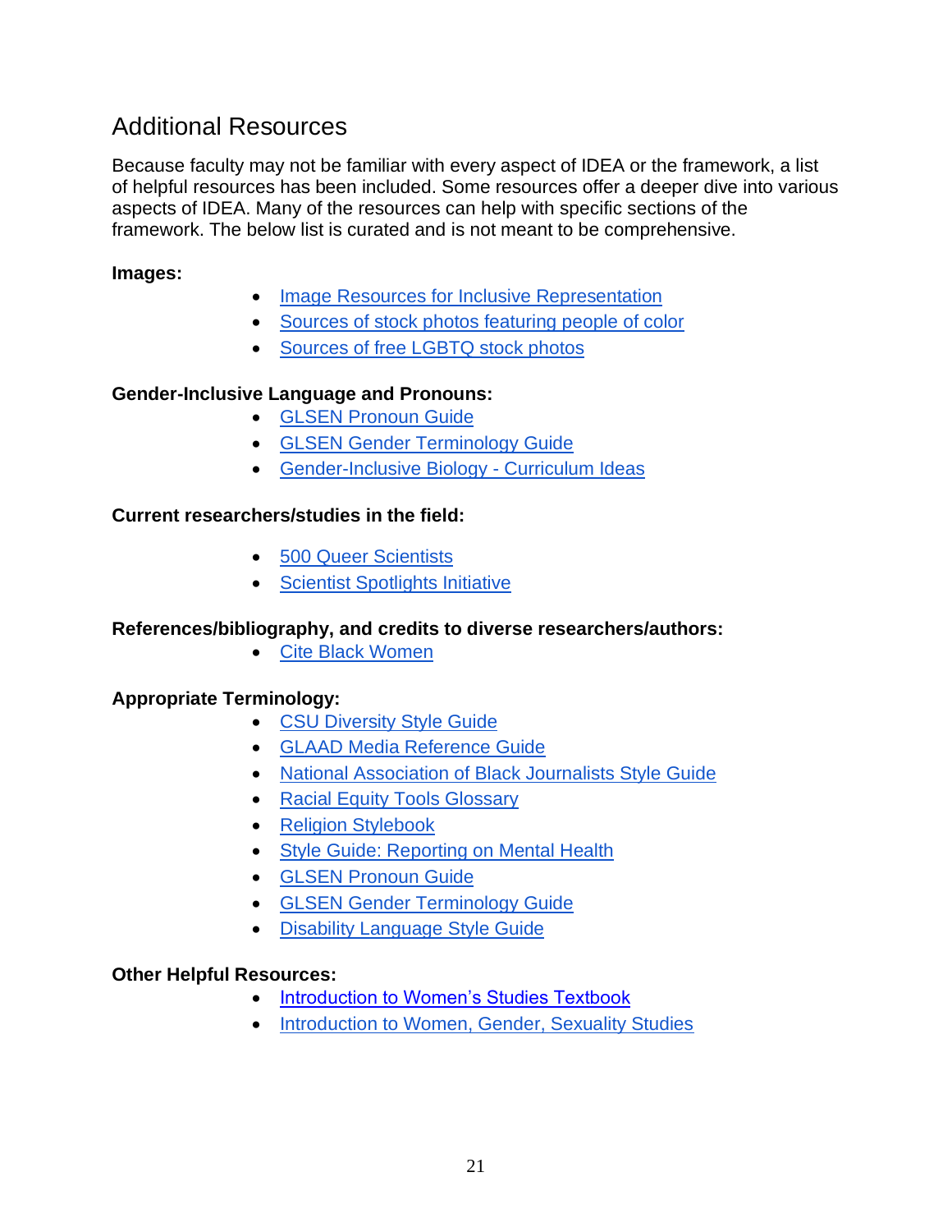## Additional Resources

Because faculty may not be familiar with every aspect of IDEA or the framework, a list of helpful resources has been included. Some resources offer a deeper dive into various aspects of IDEA. Many of the resources can help with specific sections of the framework. The below list is curated and is not meant to be comprehensive.

**Images:**

- Image Resources for Inclusive Representation
- Sources of stock photos featuring people of color
- Sources of free LGBTQ stock photos

**Gender-Inclusive Language and Pronouns:**

- GLSEN Pronoun Guide
- GLSEN Gender Terminology Guide
- Gender-Inclusive Biology - Curriculum Ideas

**Current researchers/studies in the field:**

- 500 Queer Scientists
- Scientist Spotlights Initiative

**References/bibliography, and credits to diverse researchers/authors:**

- Cite Black Women

**Appropriate Terminology:**

- CSU Diversity Style Guide
- GLAAD Media Reference Guide
- National Association of Black Journalists Style Guide
- Racial Equity Tools Glossary
- Religion Stylebook
- Style Guide: Reporting on Mental Health
- GLSEN Pronoun Guide
- GLSEN Gender Terminology Guide
- Disability Language Style Guide

**Other Helpful Resources:**

- Introduction to Women's Studies Textbook
- Introduction to Women, Gender, Sexuality Studies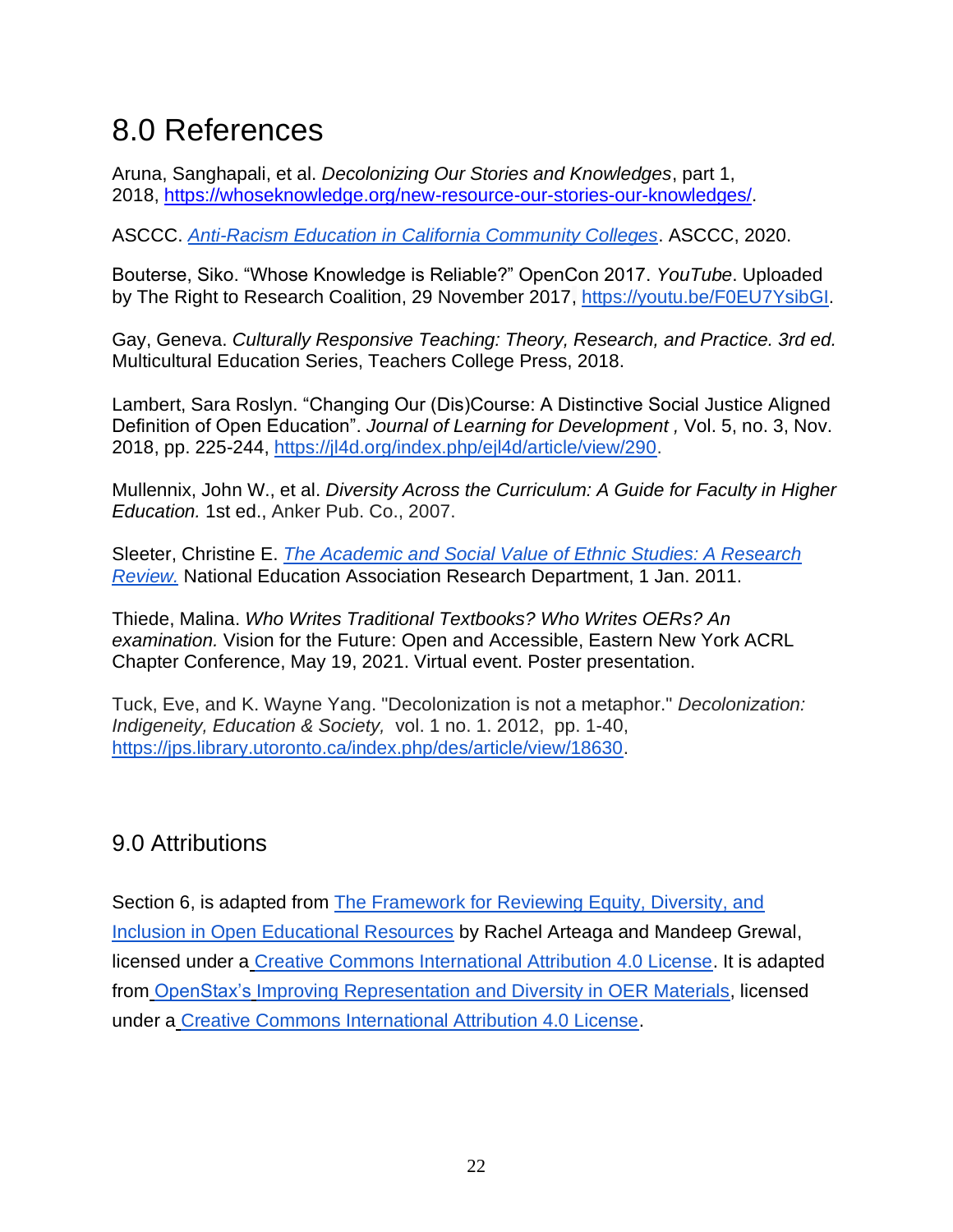# 8.0 References

Aruna, Sanghapali, et al. *Decolonizing Our Stories and Knowledges*, part 1, 2018, https://whoseknowledge.org/new-resource-our-stories-our-knowledges/.

ASCCC. *Anti-Racism Education in California Community Colleges*. ASCCC, 2020.

Bouterse, Siko. "Whose Knowledge is Reliable?" OpenCon 2017. *YouTube*. Uploaded by The Right to Research Coalition, 29 November 2017, https://youtu.be/F0EU7YsibGI.

Gay, Geneva. *Culturally Responsive Teaching: Theory, Research, and Practice. 3rd ed.* Multicultural Education Series, Teachers College Press, 2018.

Lambert, Sara Roslyn. "Changing Our (Dis)Course: A Distinctive Social Justice Aligned Definition of Open Education". *Journal of Learning for Development ,* Vol. 5, no. 3, Nov. 2018, pp. 225-244, https://jl4d.org/index.php/ejl4d/article/view/290.

Mullennix, John W., et al. *Diversity Across the Curriculum: A Guide for Faculty in Higher Education.* 1st ed., Anker Pub. Co., 2007.

Sleeter, Christine E. *The Academic and Social Value of Ethnic Studies: A Research Review.* National Education Association Research Department, 1 Jan. 2011.

Thiede, Malina. *Who Writes Traditional Textbooks? Who Writes OERs? An examination.* Vision for the Future: Open and Accessible, Eastern New York ACRL Chapter Conference, May 19, 2021. Virtual event. Poster presentation.

Tuck, Eve, and K. Wayne Yang. "Decolonization is not a metaphor." *Decolonization: Indigeneity, Education & Society,* vol. 1 no. 1. 2012, pp. 1-40, https://jps.library.utoronto.ca/index.php/des/article/view/18630.

## 9.0 Attributions

Section 6, is adapted from The Framework for Reviewing Equity, Diversity, and Inclusion in Open Educational Resources by Rachel Arteaga and Mandeep Grewal, licensed under a Creative Commons International Attribution 4.0 License. It is adapted from OpenStax's Improving Representation and Diversity in OER Materials, licensed under a Creative Commons International Attribution 4.0 License.